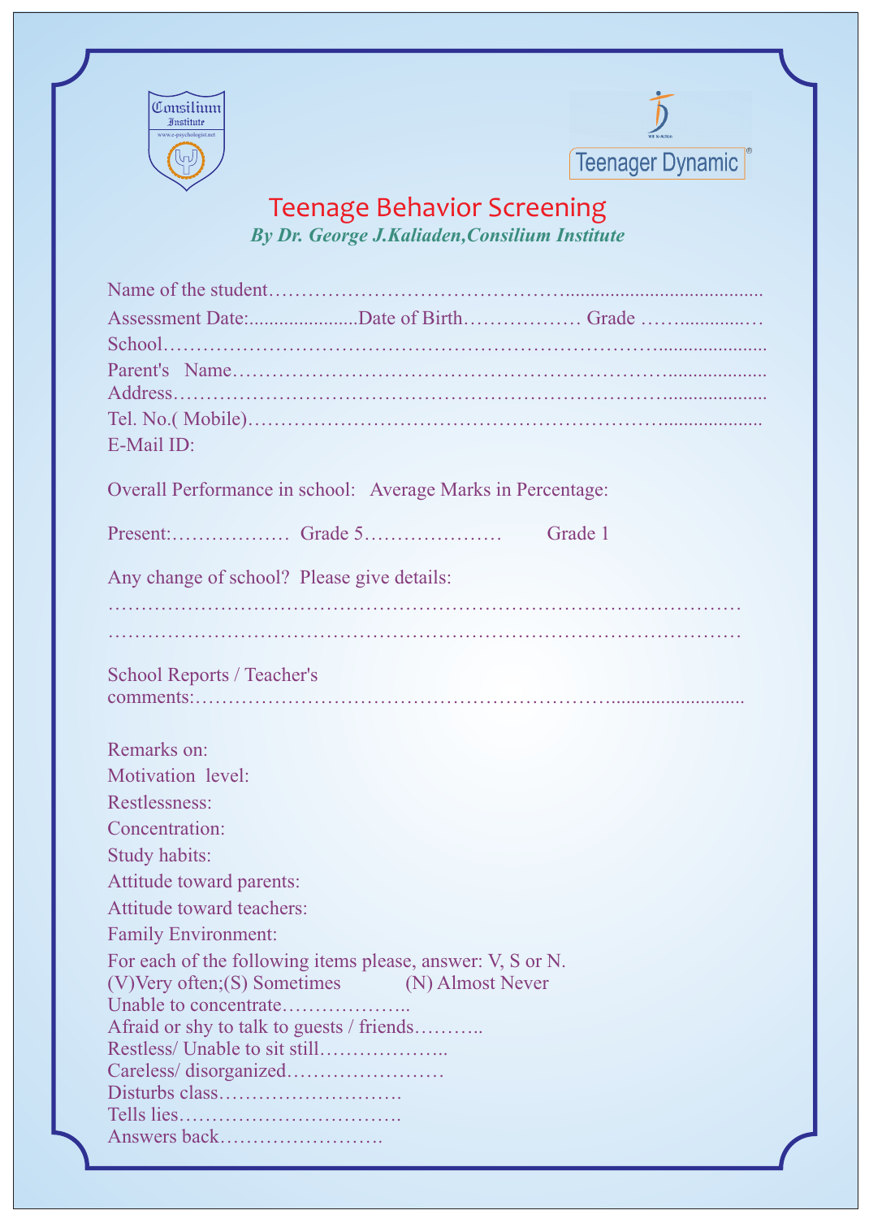Consilium Institute

www.e-psychologist.net

Teenager Dynamic®

Will to Action

# Teenage Behavior Screening

***By Dr. George J.Kaliaden,Consilium Institute***

Name of the student……………………………………….......................................

Assessment Date:......................Date of Birth……………… Grade ……............…

School…………………………………………………………………......................

Parent's Name………………………………………………………….....................

Address……………………………………………………………………....................

Tel. No.( Mobile)……………………………………………………….....................

E-Mail ID:

Overall Performance in school: Average Marks in Percentage:

Present:……………… Grade 5………………… Grade 1

Any change of school? Please give details:

………………………………………………………………………………

………………………………………………………………………………

School Reports / Teacher's comments:……………………………………………………….........................

Remarks on:

Motivation level:

Restlessness:

Concentration:

Study habits:

Attitude toward parents:

Attitude toward teachers:

Family Environment:

For each of the following items please, answer: V, S or N.

(V)Very often;(S) Sometimes (N) Almost Never

Unable to concentrate………………..

Afraid or shy to talk to guests / friends………..

Restless/ Unable to sit still………………..

Careless/ disorganized……………………

Disturbs class……………………….

Tells lies…………………………….

Answers back…………………….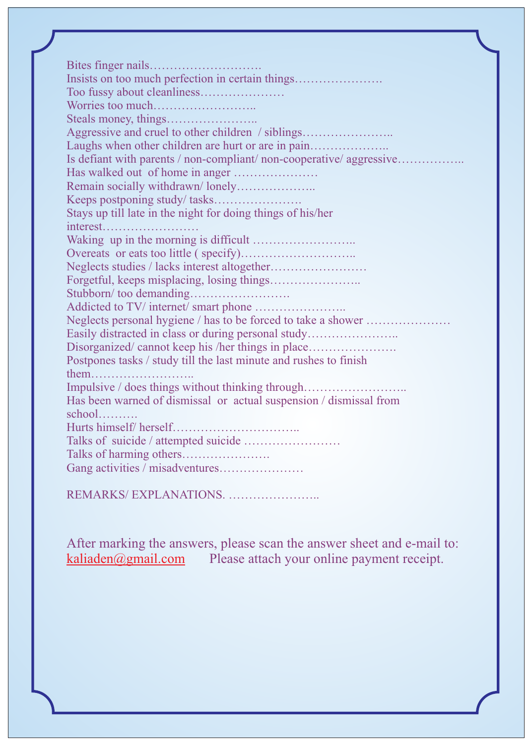Bites finger nails……………………….

Insists on too much perfection in certain things………………….

Too fussy about cleanliness…………………

Worries too much……………………..

Steals money, things…………………..

Aggressive and cruel to other children / siblings…………………..

Laughs when other children are hurt or are in pain………………..

Is defiant with parents / non-compliant/ non-cooperative/ aggressive……………..

Has walked out of home in anger …………………

Remain socially withdrawn/ lonely………………..

Keeps postponing study/ tasks………………….

Stays up till late in the night for doing things of his/her interest……………………

Waking up in the morning is difficult ……………………..

Overeats or eats too little ( specify)………………………..

Neglects studies / lacks interest altogether……………………

Forgetful, keeps misplacing, losing things…………………..

Stubborn/ too demanding…………………….

Addicted to TV/ internet/ smart phone …………………..

Neglects personal hygiene / has to be forced to take a shower …………………

Easily distracted in class or during personal study…………………..

Disorganized/ cannot keep his /her things in place………………….

Postpones tasks / study till the last minute and rushes to finish them……………………..

Impulsive / does things without thinking through……………………..

Has been warned of dismissal or actual suspension / dismissal from school……….

Hurts himself/ herself…………………………..

Talks of suicide / attempted suicide ……………………

Talks of harming others………………….

Gang activities / misadventures…………………

REMARKS/ EXPLANATIONS. …………………..

After marking the answers, please scan the answer sheet and e-mail to: kaliaden@gmail.com Please attach your online payment receipt.